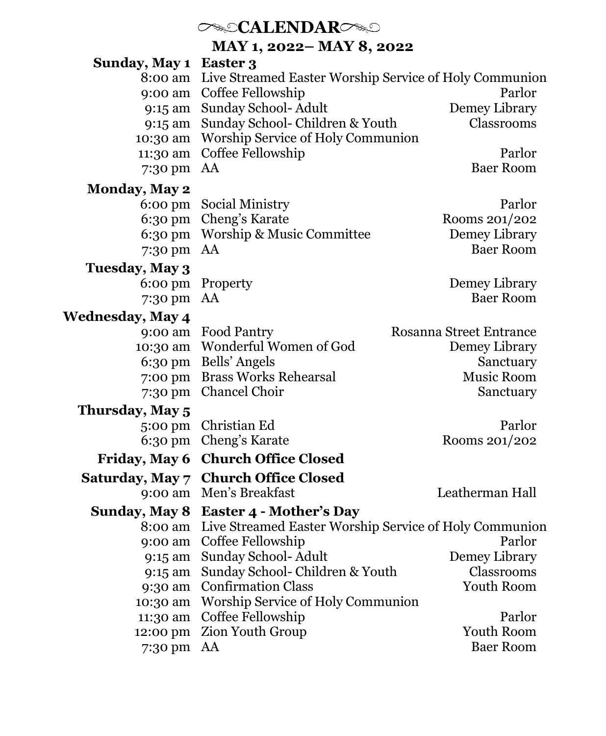# CALENDAR

## MAY 1, 2022– MAY 8, 2022

| | | |
|---|---|---|
| **Sunday, May 1** | **Easter 3** | |
| 8:00 am | Live Streamed Easter Worship Service of Holy Communion | |
| 9:00 am | Coffee Fellowship | Parlor |
| 9:15 am | Sunday School- Adult | Demey Library |
| 9:15 am | Sunday School- Children & Youth | Classrooms |
| 10:30 am | Worship Service of Holy Communion | |
| 11:30 am | Coffee Fellowship | Parlor |
| 7:30 pm | AA | Baer Room |
| **Monday, May 2** | | |
| 6:00 pm | Social Ministry | Parlor |
| 6:30 pm | Cheng's Karate | Rooms 201/202 |
| 6:30 pm | Worship & Music Committee | Demey Library |
| 7:30 pm | AA | Baer Room |
| **Tuesday, May 3** | | |
| 6:00 pm | Property | Demey Library |
| 7:30 pm | AA | Baer Room |
| **Wednesday, May 4** | | |
| 9:00 am | Food Pantry | Rosanna Street Entrance |
| 10:30 am | Wonderful Women of God | Demey Library |
| 6:30 pm | Bells' Angels | Sanctuary |
| 7:00 pm | Brass Works Rehearsal | Music Room |
| 7:30 pm | Chancel Choir | Sanctuary |
| **Thursday, May 5** | | |
| 5:00 pm | Christian Ed | Parlor |
| 6:30 pm | Cheng's Karate | Rooms 201/202 |
| **Friday, May 6** | **Church Office Closed** | |
| **Saturday, May 7** | **Church Office Closed** | |
| 9:00 am | Men's Breakfast | Leatherman Hall |
| **Sunday, May 8** | **Easter 4 - Mother's Day** | |
| 8:00 am | Live Streamed Easter Worship Service of Holy Communion | |
| 9:00 am | Coffee Fellowship | Parlor |
| 9:15 am | Sunday School- Adult | Demey Library |
| 9:15 am | Sunday School- Children & Youth | Classrooms |
| 9:30 am | Confirmation Class | Youth Room |
| 10:30 am | Worship Service of Holy Communion | |
| 11:30 am | Coffee Fellowship | Parlor |
| 12:00 pm | Zion Youth Group | Youth Room |
| 7:30 pm | AA | Baer Room |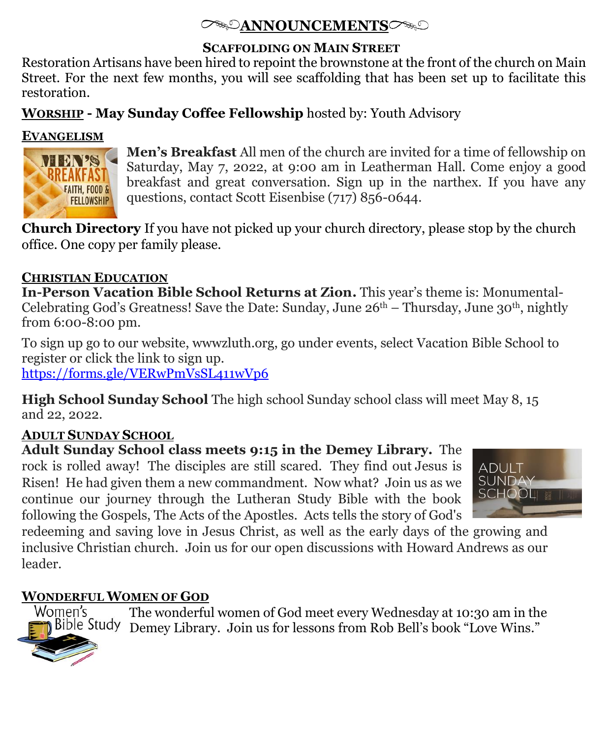# ANNOUNCEMENTS

## SCAFFOLDING ON MAIN STREET

Restoration Artisans have been hired to repoint the brownstone at the front of the church on Main Street. For the next few months, you will see scaffolding that has been set up to facilitate this restoration.

**WORSHIP - May Sunday Coffee Fellowship** hosted by: Youth Advisory

## EVANGELISM

**Men's Breakfast** All men of the church are invited for a time of fellowship on Saturday, May 7, 2022, at 9:00 am in Leatherman Hall. Come enjoy a good breakfast and great conversation. Sign up in the narthex. If you have any questions, contact Scott Eisenbise (717) 856-0644.

**Church Directory** If you have not picked up your church directory, please stop by the church office. One copy per family please.

## CHRISTIAN EDUCATION

**In-Person Vacation Bible School Returns at Zion.** This year's theme is: Monumental-Celebrating God's Greatness! Save the Date: Sunday, June 26th – Thursday, June 30th, nightly from 6:00-8:00 pm.

To sign up go to our website, wwwzluth.org, go under events, select Vacation Bible School to register or click the link to sign up.
https://forms.gle/VERwPmVsSL411wVp6

**High School Sunday School** The high school Sunday school class will meet May 8, 15 and 22, 2022.

## ADULT SUNDAY SCHOOL

**Adult Sunday School class meets 9:15 in the Demey Library.** The rock is rolled away! The disciples are still scared. They find out Jesus is Risen! He had given them a new commandment. Now what? Join us as we continue our journey through the Lutheran Study Bible with the book following the Gospels, The Acts of the Apostles. Acts tells the story of God's redeeming and saving love in Jesus Christ, as well as the early days of the growing and inclusive Christian church. Join us for our open discussions with Howard Andrews as our leader.

## WONDERFUL WOMEN OF GOD

The wonderful women of God meet every Wednesday at 10:30 am in the Demey Library. Join us for lessons from Rob Bell's book "Love Wins."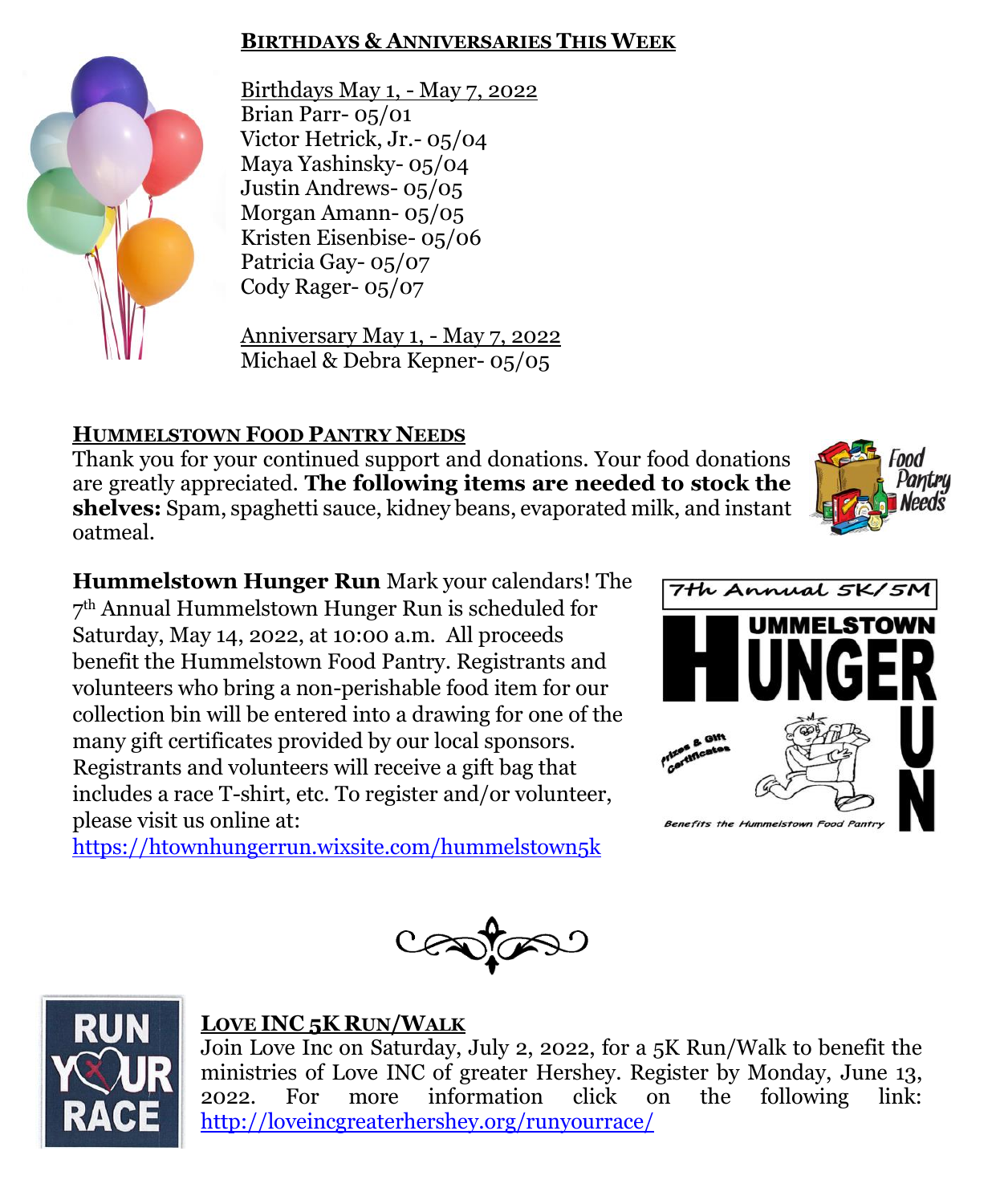## BIRTHDAYS & ANNIVERSARIES THIS WEEK

Birthdays May 1, - May 7, 2022
Brian Parr- 05/01
Victor Hetrick, Jr.- 05/04
Maya Yashinsky- 05/04
Justin Andrews- 05/05
Morgan Amann- 05/05
Kristen Eisenbise- 05/06
Patricia Gay- 05/07
Cody Rager- 05/07

Anniversary May 1, - May 7, 2022
Michael & Debra Kepner- 05/05

## HUMMELSTOWN FOOD PANTRY NEEDS

Thank you for your continued support and donations. Your food donations are greatly appreciated. **The following items are needed to stock the shelves:** Spam, spaghetti sauce, kidney beans, evaporated milk, and instant oatmeal.

**Hummelstown Hunger Run** Mark your calendars! The 7th Annual Hummelstown Hunger Run is scheduled for Saturday, May 14, 2022, at 10:00 a.m. All proceeds benefit the Hummelstown Food Pantry. Registrants and volunteers who bring a non-perishable food item for our collection bin will be entered into a drawing for one of the many gift certificates provided by our local sponsors. Registrants and volunteers will receive a gift bag that includes a race T-shirt, etc. To register and/or volunteer, please visit us online at: https://htownhungerrun.wixsite.com/hummelstown5k

## LOVE INC 5K RUN/WALK

Join Love Inc on Saturday, July 2, 2022, for a 5K Run/Walk to benefit the ministries of Love INC of greater Hershey. Register by Monday, June 13, 2022. For more information click on the following link: http://loveincgreaterhershey.org/runyourrace/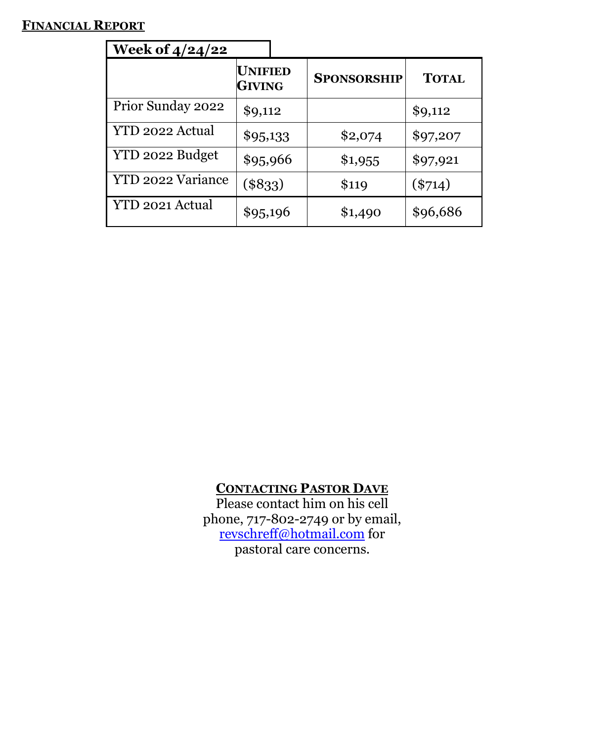## Financial Report

| Week of 4/24/22 | Unified Giving | Sponsorship | Total |
|---|---|---|---|
| Prior Sunday 2022 | $9,112 | | $9,112 |
| YTD 2022 Actual | $95,133 | $2,074 | $97,207 |
| YTD 2022 Budget | $95,966 | $1,955 | $97,921 |
| YTD 2022 Variance | ($833) | $119 | ($714) |
| YTD 2021 Actual | $95,196 | $1,490 | $96,686 |

## Contacting Pastor Dave

Please contact him on his cell phone, 717-802-2749 or by email, revschreff@hotmail.com for pastoral care concerns.